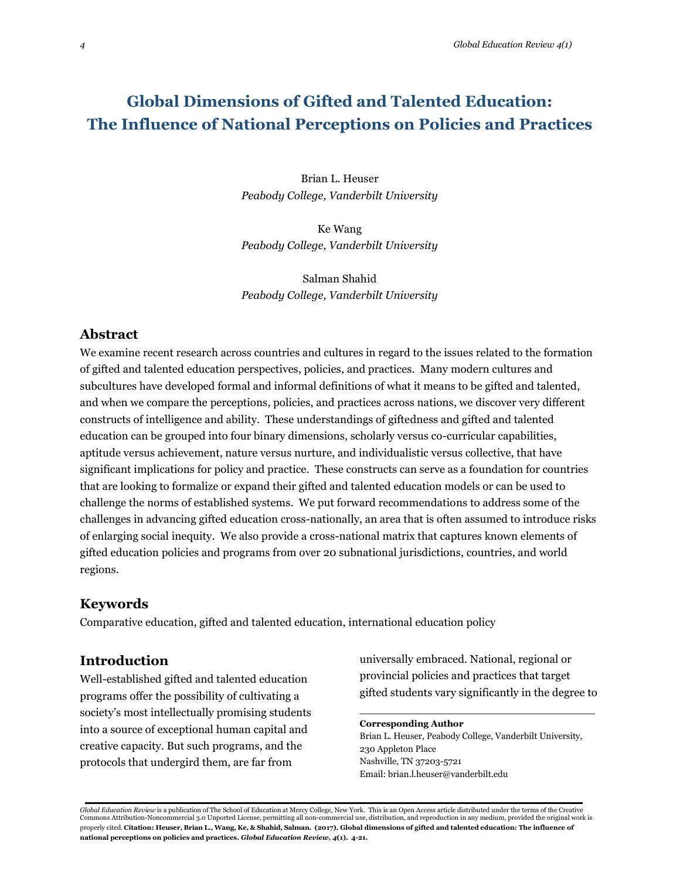# Global Dimensions of Gifted and Talented Education: The Influence of National Perceptions on Policies and Practices

Brian L. Heuser
*Peabody College, Vanderbilt University*

Ke Wang
*Peabody College, Vanderbilt University*

Salman Shahid
*Peabody College, Vanderbilt University*

## Abstract

We examine recent research across countries and cultures in regard to the issues related to the formation of gifted and talented education perspectives, policies, and practices. Many modern cultures and subcultures have developed formal and informal definitions of what it means to be gifted and talented, and when we compare the perceptions, policies, and practices across nations, we discover very different constructs of intelligence and ability. These understandings of giftedness and gifted and talented education can be grouped into four binary dimensions, scholarly versus co-curricular capabilities, aptitude versus achievement, nature versus nurture, and individualistic versus collective, that have significant implications for policy and practice. These constructs can serve as a foundation for countries that are looking to formalize or expand their gifted and talented education models or can be used to challenge the norms of established systems. We put forward recommendations to address some of the challenges in advancing gifted education cross-nationally, an area that is often assumed to introduce risks of enlarging social inequity. We also provide a cross-national matrix that captures known elements of gifted education policies and programs from over 20 subnational jurisdictions, countries, and world regions.

## Keywords

Comparative education, gifted and talented education, international education policy

## Introduction

Well-established gifted and talented education programs offer the possibility of cultivating a society's most intellectually promising students into a source of exceptional human capital and creative capacity. But such programs, and the protocols that undergird them, are far from universally embraced. National, regional or provincial policies and practices that target gifted students vary significantly in the degree to

**Corresponding Author**
Brian L. Heuser, Peabody College, Vanderbilt University, 230 Appleton Place
Nashville, TN 37203-5721
Email: brian.l.heuser@vanderbilt.edu

*Global Education Review* is a publication of The School of Education at Mercy College, New York. This is an Open Access article distributed under the terms of the Creative Commons Attribution-Noncommercial 3.0 Unported License, permitting all non-commercial use, distribution, and reproduction in any medium, provided the original work is properly cited. **Citation: Heuser, Brian L., Wang, Ke, & Shahid, Salman. (2017). Global dimensions of gifted and talented education: The influence of national perceptions on policies and practices. *Global Education Review*, *4*(1). 4-21.**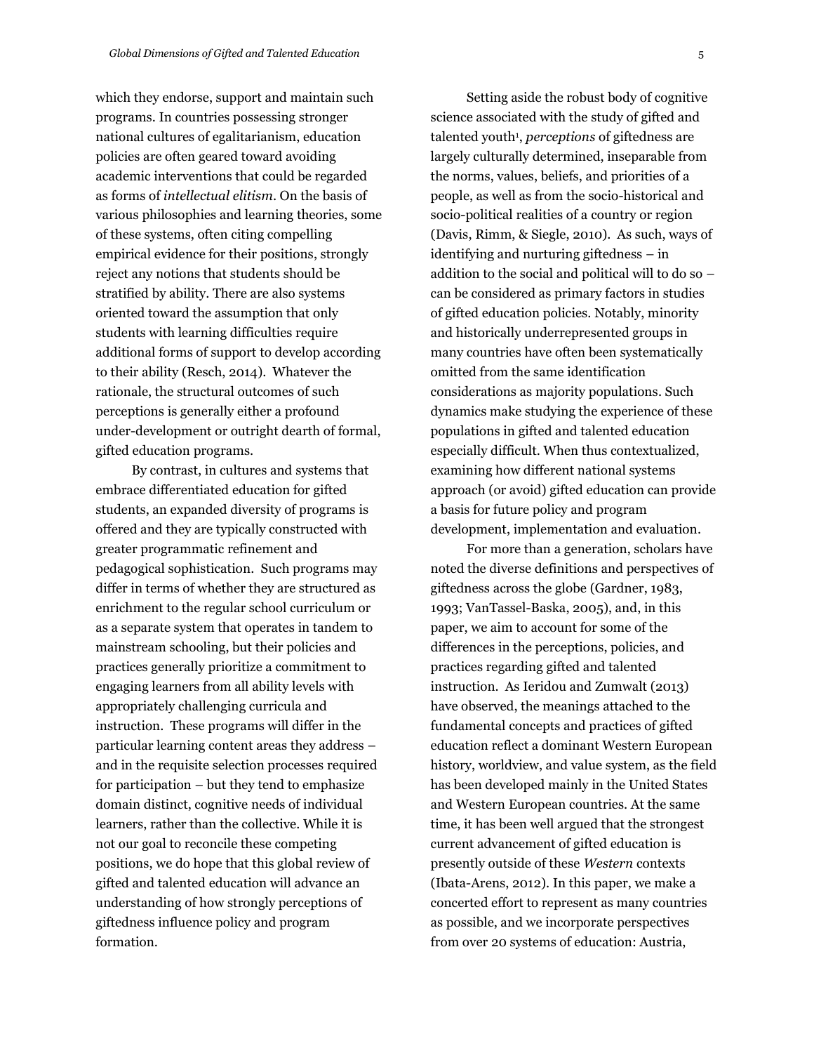which they endorse, support and maintain such programs. In countries possessing stronger national cultures of egalitarianism, education policies are often geared toward avoiding academic interventions that could be regarded as forms of *intellectual elitism*. On the basis of various philosophies and learning theories, some of these systems, often citing compelling empirical evidence for their positions, strongly reject any notions that students should be stratified by ability. There are also systems oriented toward the assumption that only students with learning difficulties require additional forms of support to develop according to their ability (Resch, 2014). Whatever the rationale, the structural outcomes of such perceptions is generally either a profound under-development or outright dearth of formal, gifted education programs.

By contrast, in cultures and systems that embrace differentiated education for gifted students, an expanded diversity of programs is offered and they are typically constructed with greater programmatic refinement and pedagogical sophistication. Such programs may differ in terms of whether they are structured as enrichment to the regular school curriculum or as a separate system that operates in tandem to mainstream schooling, but their policies and practices generally prioritize a commitment to engaging learners from all ability levels with appropriately challenging curricula and instruction. These programs will differ in the particular learning content areas they address – and in the requisite selection processes required for participation – but they tend to emphasize domain distinct, cognitive needs of individual learners, rather than the collective. While it is not our goal to reconcile these competing positions, we do hope that this global review of gifted and talented education will advance an understanding of how strongly perceptions of giftedness influence policy and program formation.

Setting aside the robust body of cognitive science associated with the study of gifted and talented youth[1], *perceptions* of giftedness are largely culturally determined, inseparable from the norms, values, beliefs, and priorities of a people, as well as from the socio-historical and socio-political realities of a country or region (Davis, Rimm, & Siegle, 2010). As such, ways of identifying and nurturing giftedness – in addition to the social and political will to do so – can be considered as primary factors in studies of gifted education policies. Notably, minority and historically underrepresented groups in many countries have often been systematically omitted from the same identification considerations as majority populations. Such dynamics make studying the experience of these populations in gifted and talented education especially difficult. When thus contextualized, examining how different national systems approach (or avoid) gifted education can provide a basis for future policy and program development, implementation and evaluation.

For more than a generation, scholars have noted the diverse definitions and perspectives of giftedness across the globe (Gardner, 1983, 1993; VanTassel-Baska, 2005), and, in this paper, we aim to account for some of the differences in the perceptions, policies, and practices regarding gifted and talented instruction. As Ieridou and Zumwalt (2013) have observed, the meanings attached to the fundamental concepts and practices of gifted education reflect a dominant Western European history, worldview, and value system, as the field has been developed mainly in the United States and Western European countries. At the same time, it has been well argued that the strongest current advancement of gifted education is presently outside of these *Western* contexts (Ibata-Arens, 2012). In this paper, we make a concerted effort to represent as many countries as possible, and we incorporate perspectives from over 20 systems of education: Austria,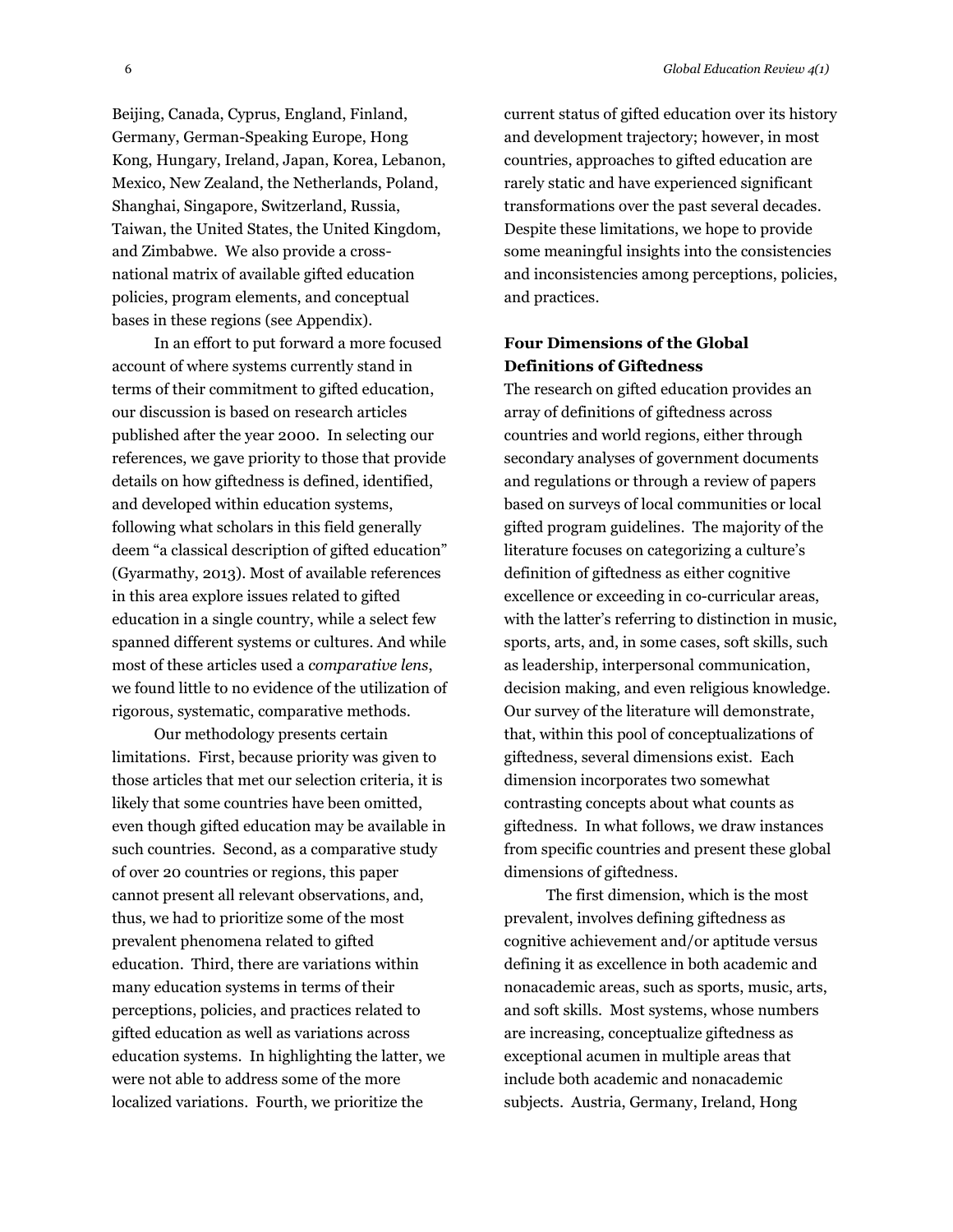Beijing, Canada, Cyprus, England, Finland, Germany, German-Speaking Europe, Hong Kong, Hungary, Ireland, Japan, Korea, Lebanon, Mexico, New Zealand, the Netherlands, Poland, Shanghai, Singapore, Switzerland, Russia, Taiwan, the United States, the United Kingdom, and Zimbabwe. We also provide a cross-national matrix of available gifted education policies, program elements, and conceptual bases in these regions (see Appendix).

In an effort to put forward a more focused account of where systems currently stand in terms of their commitment to gifted education, our discussion is based on research articles published after the year 2000. In selecting our references, we gave priority to those that provide details on how giftedness is defined, identified, and developed within education systems, following what scholars in this field generally deem "a classical description of gifted education" (Gyarmathy, 2013). Most of available references in this area explore issues related to gifted education in a single country, while a select few spanned different systems or cultures. And while most of these articles used a *comparative lens*, we found little to no evidence of the utilization of rigorous, systematic, comparative methods.

Our methodology presents certain limitations. First, because priority was given to those articles that met our selection criteria, it is likely that some countries have been omitted, even though gifted education may be available in such countries. Second, as a comparative study of over 20 countries or regions, this paper cannot present all relevant observations, and, thus, we had to prioritize some of the most prevalent phenomena related to gifted education. Third, there are variations within many education systems in terms of their perceptions, policies, and practices related to gifted education as well as variations across education systems. In highlighting the latter, we were not able to address some of the more localized variations. Fourth, we prioritize the current status of gifted education over its history and development trajectory; however, in most countries, approaches to gifted education are rarely static and have experienced significant transformations over the past several decades. Despite these limitations, we hope to provide some meaningful insights into the consistencies and inconsistencies among perceptions, policies, and practices.

## Four Dimensions of the Global Definitions of Giftedness

The research on gifted education provides an array of definitions of giftedness across countries and world regions, either through secondary analyses of government documents and regulations or through a review of papers based on surveys of local communities or local gifted program guidelines. The majority of the literature focuses on categorizing a culture's definition of giftedness as either cognitive excellence or exceeding in co-curricular areas, with the latter's referring to distinction in music, sports, arts, and, in some cases, soft skills, such as leadership, interpersonal communication, decision making, and even religious knowledge. Our survey of the literature will demonstrate, that, within this pool of conceptualizations of giftedness, several dimensions exist. Each dimension incorporates two somewhat contrasting concepts about what counts as giftedness. In what follows, we draw instances from specific countries and present these global dimensions of giftedness.

The first dimension, which is the most prevalent, involves defining giftedness as cognitive achievement and/or aptitude versus defining it as excellence in both academic and nonacademic areas, such as sports, music, arts, and soft skills. Most systems, whose numbers are increasing, conceptualize giftedness as exceptional acumen in multiple areas that include both academic and nonacademic subjects. Austria, Germany, Ireland, Hong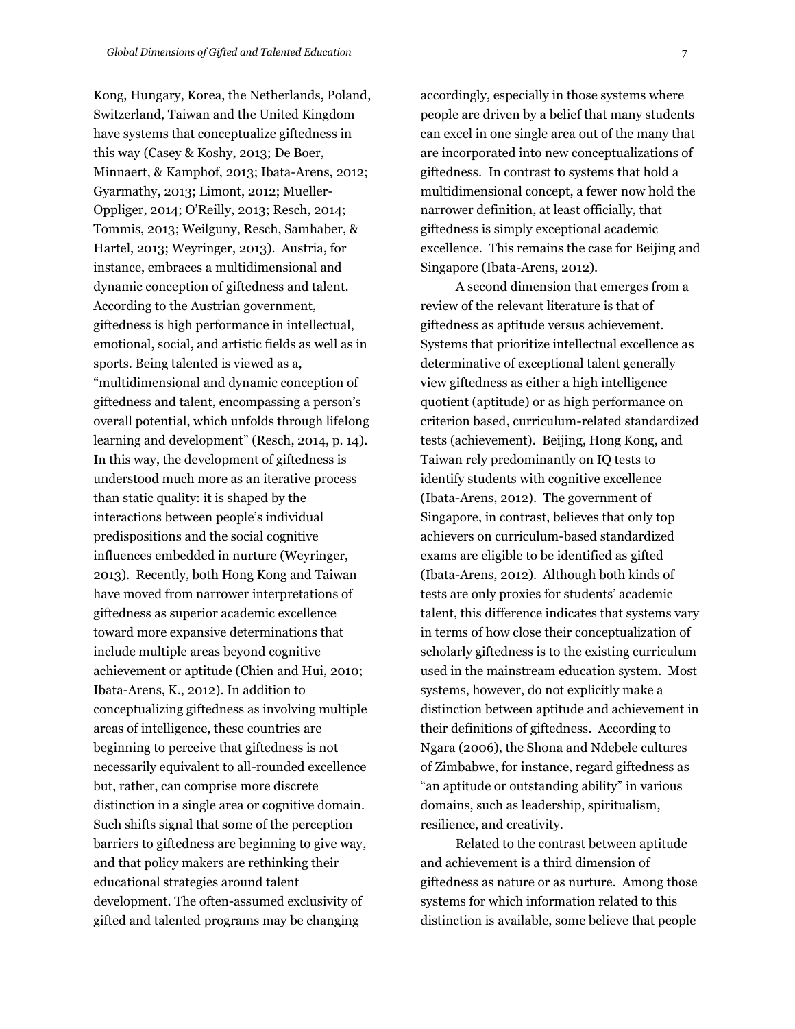Kong, Hungary, Korea, the Netherlands, Poland, Switzerland, Taiwan and the United Kingdom have systems that conceptualize giftedness in this way (Casey & Koshy, 2013; De Boer, Minnaert, & Kamphof, 2013; Ibata-Arens, 2012; Gyarmathy, 2013; Limont, 2012; Mueller-Oppliger, 2014; O'Reilly, 2013; Resch, 2014; Tommis, 2013; Weilguny, Resch, Samhaber, & Hartel, 2013; Weyringer, 2013). Austria, for instance, embraces a multidimensional and dynamic conception of giftedness and talent. According to the Austrian government, giftedness is high performance in intellectual, emotional, social, and artistic fields as well as in sports. Being talented is viewed as a, "multidimensional and dynamic conception of giftedness and talent, encompassing a person's overall potential, which unfolds through lifelong learning and development" (Resch, 2014, p. 14). In this way, the development of giftedness is understood much more as an iterative process than static quality: it is shaped by the interactions between people's individual predispositions and the social cognitive influences embedded in nurture (Weyringer, 2013). Recently, both Hong Kong and Taiwan have moved from narrower interpretations of giftedness as superior academic excellence toward more expansive determinations that include multiple areas beyond cognitive achievement or aptitude (Chien and Hui, 2010; Ibata-Arens, K., 2012). In addition to conceptualizing giftedness as involving multiple areas of intelligence, these countries are beginning to perceive that giftedness is not necessarily equivalent to all-rounded excellence but, rather, can comprise more discrete distinction in a single area or cognitive domain. Such shifts signal that some of the perception barriers to giftedness are beginning to give way, and that policy makers are rethinking their educational strategies around talent development. The often-assumed exclusivity of gifted and talented programs may be changing accordingly, especially in those systems where people are driven by a belief that many students can excel in one single area out of the many that are incorporated into new conceptualizations of giftedness. In contrast to systems that hold a multidimensional concept, a fewer now hold the narrower definition, at least officially, that giftedness is simply exceptional academic excellence. This remains the case for Beijing and Singapore (Ibata-Arens, 2012).

A second dimension that emerges from a review of the relevant literature is that of giftedness as aptitude versus achievement. Systems that prioritize intellectual excellence as determinative of exceptional talent generally view giftedness as either a high intelligence quotient (aptitude) or as high performance on criterion based, curriculum-related standardized tests (achievement). Beijing, Hong Kong, and Taiwan rely predominantly on IQ tests to identify students with cognitive excellence (Ibata-Arens, 2012). The government of Singapore, in contrast, believes that only top achievers on curriculum-based standardized exams are eligible to be identified as gifted (Ibata-Arens, 2012). Although both kinds of tests are only proxies for students' academic talent, this difference indicates that systems vary in terms of how close their conceptualization of scholarly giftedness is to the existing curriculum used in the mainstream education system. Most systems, however, do not explicitly make a distinction between aptitude and achievement in their definitions of giftedness. According to Ngara (2006), the Shona and Ndebele cultures of Zimbabwe, for instance, regard giftedness as "an aptitude or outstanding ability" in various domains, such as leadership, spiritualism, resilience, and creativity.

Related to the contrast between aptitude and achievement is a third dimension of giftedness as nature or as nurture. Among those systems for which information related to this distinction is available, some believe that people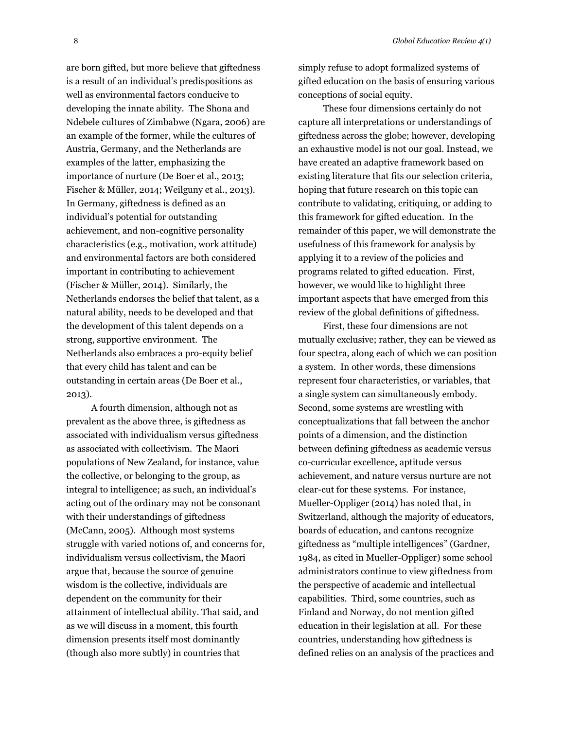are born gifted, but more believe that giftedness is a result of an individual's predispositions as well as environmental factors conducive to developing the innate ability. The Shona and Ndebele cultures of Zimbabwe (Ngara, 2006) are an example of the former, while the cultures of Austria, Germany, and the Netherlands are examples of the latter, emphasizing the importance of nurture (De Boer et al., 2013; Fischer & Müller, 2014; Weilguny et al., 2013). In Germany, giftedness is defined as an individual's potential for outstanding achievement, and non-cognitive personality characteristics (e.g., motivation, work attitude) and environmental factors are both considered important in contributing to achievement (Fischer & Müller, 2014). Similarly, the Netherlands endorses the belief that talent, as a natural ability, needs to be developed and that the development of this talent depends on a strong, supportive environment. The Netherlands also embraces a pro-equity belief that every child has talent and can be outstanding in certain areas (De Boer et al., 2013).

A fourth dimension, although not as prevalent as the above three, is giftedness as associated with individualism versus giftedness as associated with collectivism. The Maori populations of New Zealand, for instance, value the collective, or belonging to the group, as integral to intelligence; as such, an individual's acting out of the ordinary may not be consonant with their understandings of giftedness (McCann, 2005). Although most systems struggle with varied notions of, and concerns for, individualism versus collectivism, the Maori argue that, because the source of genuine wisdom is the collective, individuals are dependent on the community for their attainment of intellectual ability. That said, and as we will discuss in a moment, this fourth dimension presents itself most dominantly (though also more subtly) in countries that simply refuse to adopt formalized systems of gifted education on the basis of ensuring various conceptions of social equity.

These four dimensions certainly do not capture all interpretations or understandings of giftedness across the globe; however, developing an exhaustive model is not our goal. Instead, we have created an adaptive framework based on existing literature that fits our selection criteria, hoping that future research on this topic can contribute to validating, critiquing, or adding to this framework for gifted education. In the remainder of this paper, we will demonstrate the usefulness of this framework for analysis by applying it to a review of the policies and programs related to gifted education. First, however, we would like to highlight three important aspects that have emerged from this review of the global definitions of giftedness.

First, these four dimensions are not mutually exclusive; rather, they can be viewed as four spectra, along each of which we can position a system. In other words, these dimensions represent four characteristics, or variables, that a single system can simultaneously embody. Second, some systems are wrestling with conceptualizations that fall between the anchor points of a dimension, and the distinction between defining giftedness as academic versus co-curricular excellence, aptitude versus achievement, and nature versus nurture are not clear-cut for these systems. For instance, Mueller-Oppliger (2014) has noted that, in Switzerland, although the majority of educators, boards of education, and cantons recognize giftedness as "multiple intelligences" (Gardner, 1984, as cited in Mueller-Oppliger) some school administrators continue to view giftedness from the perspective of academic and intellectual capabilities. Third, some countries, such as Finland and Norway, do not mention gifted education in their legislation at all. For these countries, understanding how giftedness is defined relies on an analysis of the practices and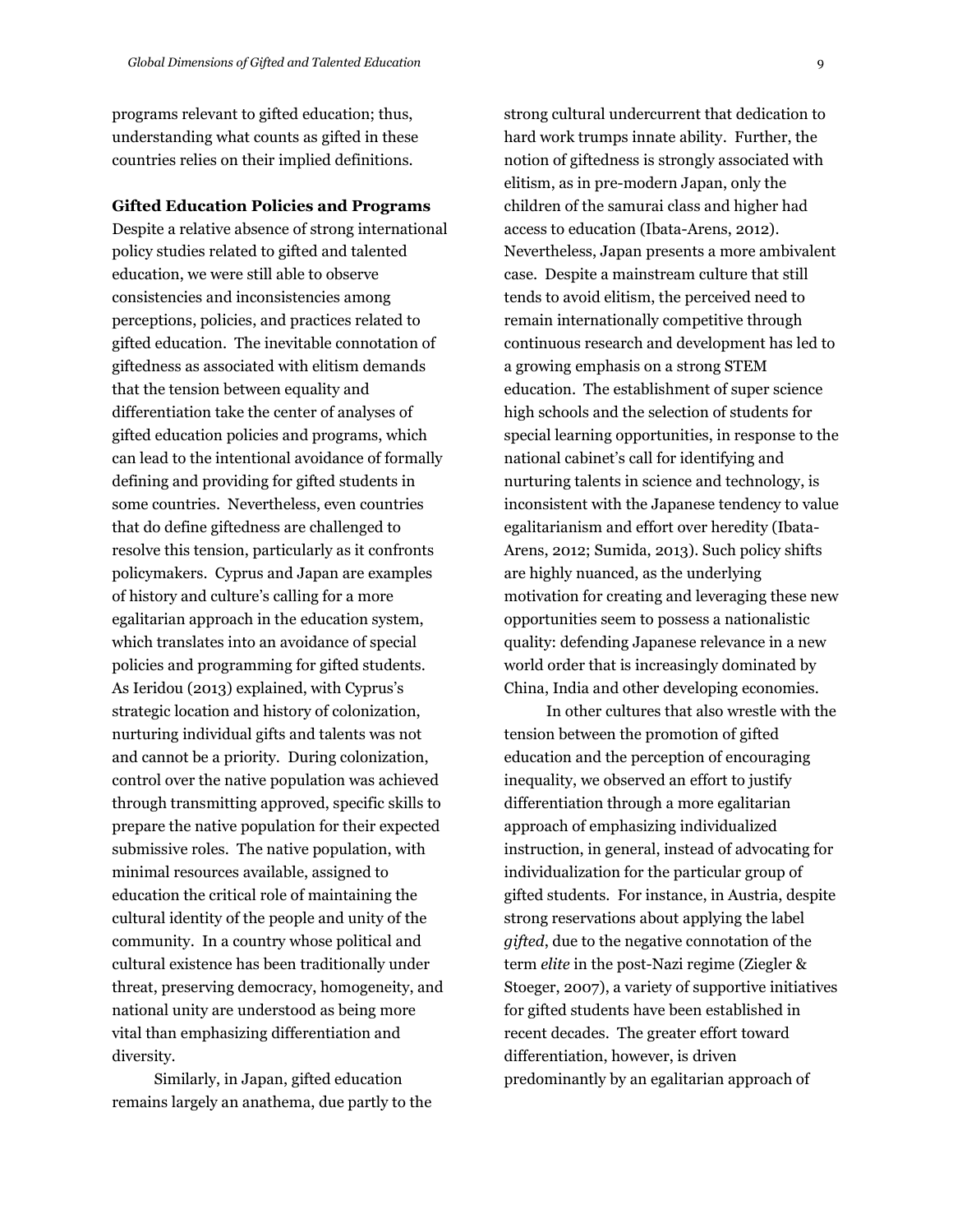programs relevant to gifted education; thus, understanding what counts as gifted in these countries relies on their implied definitions.

**Gifted Education Policies and Programs**

Despite a relative absence of strong international policy studies related to gifted and talented education, we were still able to observe consistencies and inconsistencies among perceptions, policies, and practices related to gifted education. The inevitable connotation of giftedness as associated with elitism demands that the tension between equality and differentiation take the center of analyses of gifted education policies and programs, which can lead to the intentional avoidance of formally defining and providing for gifted students in some countries. Nevertheless, even countries that do define giftedness are challenged to resolve this tension, particularly as it confronts policymakers. Cyprus and Japan are examples of history and culture's calling for a more egalitarian approach in the education system, which translates into an avoidance of special policies and programming for gifted students. As Ieridou (2013) explained, with Cyprus's strategic location and history of colonization, nurturing individual gifts and talents was not and cannot be a priority. During colonization, control over the native population was achieved through transmitting approved, specific skills to prepare the native population for their expected submissive roles. The native population, with minimal resources available, assigned to education the critical role of maintaining the cultural identity of the people and unity of the community. In a country whose political and cultural existence has been traditionally under threat, preserving democracy, homogeneity, and national unity are understood as being more vital than emphasizing differentiation and diversity.

Similarly, in Japan, gifted education remains largely an anathema, due partly to the strong cultural undercurrent that dedication to hard work trumps innate ability. Further, the notion of giftedness is strongly associated with elitism, as in pre-modern Japan, only the children of the samurai class and higher had access to education (Ibata-Arens, 2012). Nevertheless, Japan presents a more ambivalent case. Despite a mainstream culture that still tends to avoid elitism, the perceived need to remain internationally competitive through continuous research and development has led to a growing emphasis on a strong STEM education. The establishment of super science high schools and the selection of students for special learning opportunities, in response to the national cabinet's call for identifying and nurturing talents in science and technology, is inconsistent with the Japanese tendency to value egalitarianism and effort over heredity (Ibata-Arens, 2012; Sumida, 2013). Such policy shifts are highly nuanced, as the underlying motivation for creating and leveraging these new opportunities seem to possess a nationalistic quality: defending Japanese relevance in a new world order that is increasingly dominated by China, India and other developing economies.

In other cultures that also wrestle with the tension between the promotion of gifted education and the perception of encouraging inequality, we observed an effort to justify differentiation through a more egalitarian approach of emphasizing individualized instruction, in general, instead of advocating for individualization for the particular group of gifted students. For instance, in Austria, despite strong reservations about applying the label *gifted*, due to the negative connotation of the term *elite* in the post-Nazi regime (Ziegler & Stoeger, 2007), a variety of supportive initiatives for gifted students have been established in recent decades. The greater effort toward differentiation, however, is driven predominantly by an egalitarian approach of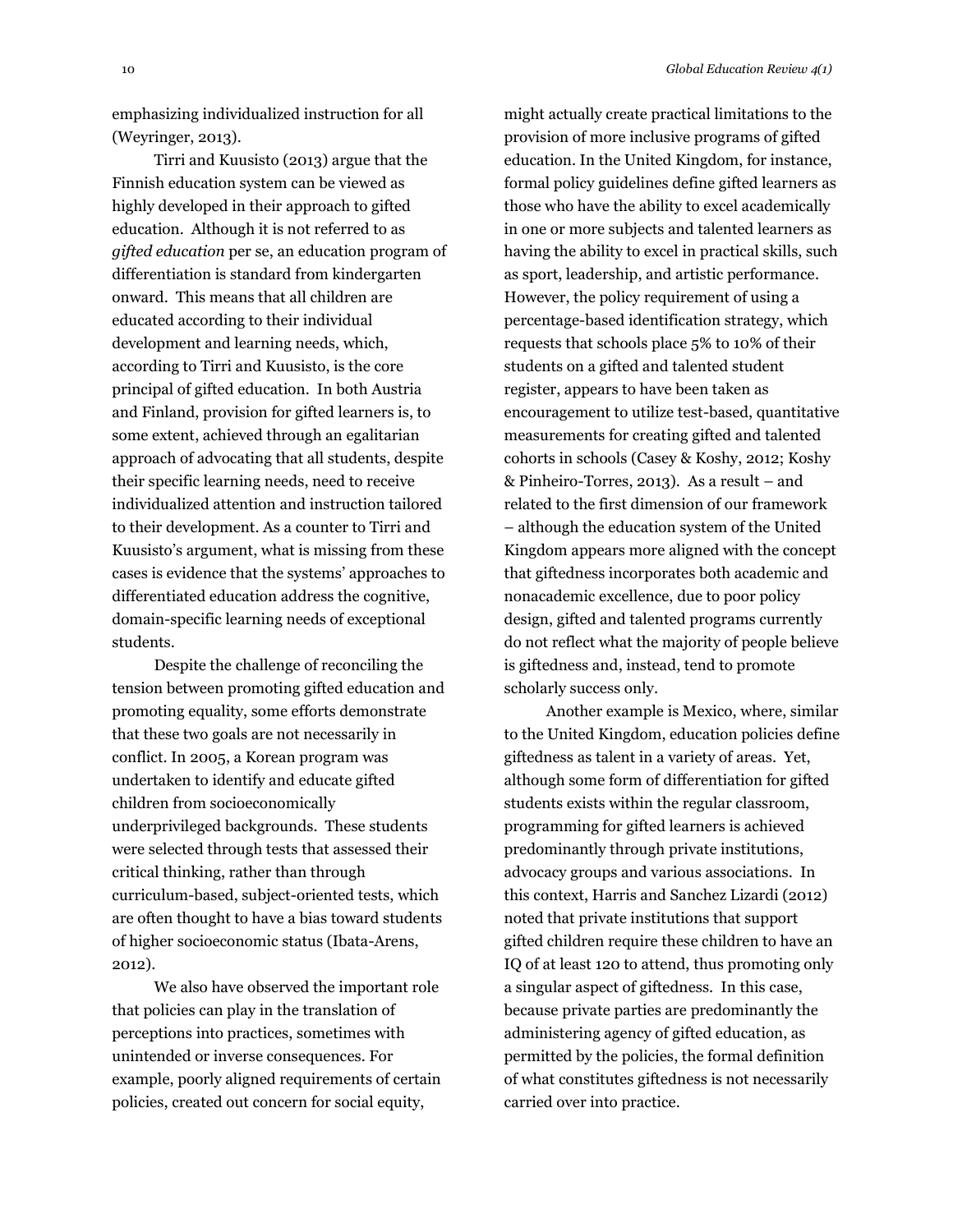emphasizing individualized instruction for all (Weyringer, 2013).

Tirri and Kuusisto (2013) argue that the Finnish education system can be viewed as highly developed in their approach to gifted education. Although it is not referred to as *gifted education* per se, an education program of differentiation is standard from kindergarten onward. This means that all children are educated according to their individual development and learning needs, which, according to Tirri and Kuusisto, is the core principal of gifted education. In both Austria and Finland, provision for gifted learners is, to some extent, achieved through an egalitarian approach of advocating that all students, despite their specific learning needs, need to receive individualized attention and instruction tailored to their development. As a counter to Tirri and Kuusisto's argument, what is missing from these cases is evidence that the systems' approaches to differentiated education address the cognitive, domain-specific learning needs of exceptional students.

Despite the challenge of reconciling the tension between promoting gifted education and promoting equality, some efforts demonstrate that these two goals are not necessarily in conflict. In 2005, a Korean program was undertaken to identify and educate gifted children from socioeconomically underprivileged backgrounds. These students were selected through tests that assessed their critical thinking, rather than through curriculum-based, subject-oriented tests, which are often thought to have a bias toward students of higher socioeconomic status (Ibata-Arens, 2012).

We also have observed the important role that policies can play in the translation of perceptions into practices, sometimes with unintended or inverse consequences. For example, poorly aligned requirements of certain policies, created out concern for social equity, might actually create practical limitations to the provision of more inclusive programs of gifted education. In the United Kingdom, for instance, formal policy guidelines define gifted learners as those who have the ability to excel academically in one or more subjects and talented learners as having the ability to excel in practical skills, such as sport, leadership, and artistic performance. However, the policy requirement of using a percentage-based identification strategy, which requests that schools place 5% to 10% of their students on a gifted and talented student register, appears to have been taken as encouragement to utilize test-based, quantitative measurements for creating gifted and talented cohorts in schools (Casey & Koshy, 2012; Koshy & Pinheiro-Torres, 2013). As a result – and related to the first dimension of our framework – although the education system of the United Kingdom appears more aligned with the concept that giftedness incorporates both academic and nonacademic excellence, due to poor policy design, gifted and talented programs currently do not reflect what the majority of people believe is giftedness and, instead, tend to promote scholarly success only.

Another example is Mexico, where, similar to the United Kingdom, education policies define giftedness as talent in a variety of areas. Yet, although some form of differentiation for gifted students exists within the regular classroom, programming for gifted learners is achieved predominantly through private institutions, advocacy groups and various associations. In this context, Harris and Sanchez Lizardi (2012) noted that private institutions that support gifted children require these children to have an IQ of at least 120 to attend, thus promoting only a singular aspect of giftedness. In this case, because private parties are predominantly the administering agency of gifted education, as permitted by the policies, the formal definition of what constitutes giftedness is not necessarily carried over into practice.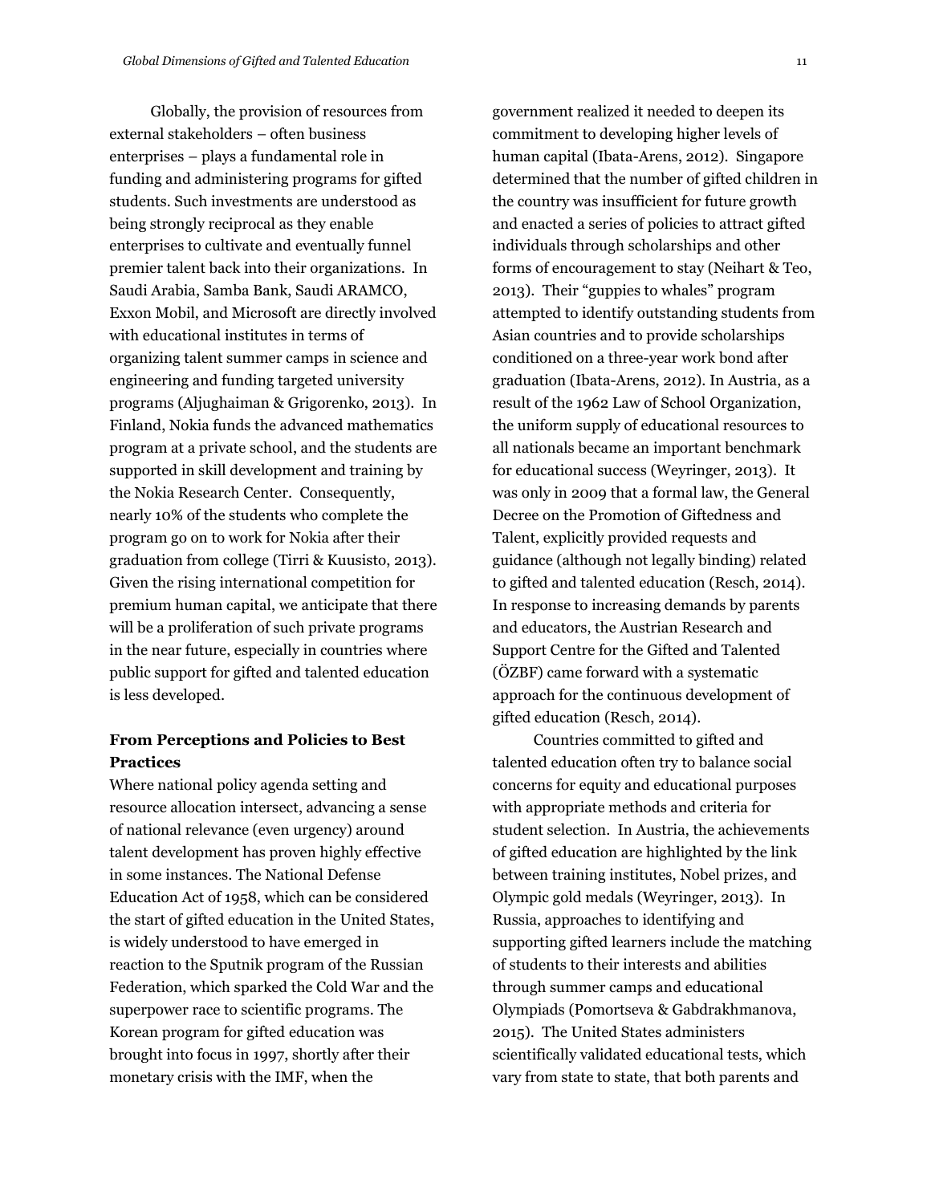Globally, the provision of resources from external stakeholders – often business enterprises – plays a fundamental role in funding and administering programs for gifted students. Such investments are understood as being strongly reciprocal as they enable enterprises to cultivate and eventually funnel premier talent back into their organizations. In Saudi Arabia, Samba Bank, Saudi ARAMCO, Exxon Mobil, and Microsoft are directly involved with educational institutes in terms of organizing talent summer camps in science and engineering and funding targeted university programs (Aljughaiman & Grigorenko, 2013). In Finland, Nokia funds the advanced mathematics program at a private school, and the students are supported in skill development and training by the Nokia Research Center. Consequently, nearly 10% of the students who complete the program go on to work for Nokia after their graduation from college (Tirri & Kuusisto, 2013). Given the rising international competition for premium human capital, we anticipate that there will be a proliferation of such private programs in the near future, especially in countries where public support for gifted and talented education is less developed.

### From Perceptions and Policies to Best Practices

Where national policy agenda setting and resource allocation intersect, advancing a sense of national relevance (even urgency) around talent development has proven highly effective in some instances. The National Defense Education Act of 1958, which can be considered the start of gifted education in the United States, is widely understood to have emerged in reaction to the Sputnik program of the Russian Federation, which sparked the Cold War and the superpower race to scientific programs. The Korean program for gifted education was brought into focus in 1997, shortly after their monetary crisis with the IMF, when the government realized it needed to deepen its commitment to developing higher levels of human capital (Ibata-Arens, 2012). Singapore determined that the number of gifted children in the country was insufficient for future growth and enacted a series of policies to attract gifted individuals through scholarships and other forms of encouragement to stay (Neihart & Teo, 2013). Their "guppies to whales" program attempted to identify outstanding students from Asian countries and to provide scholarships conditioned on a three-year work bond after graduation (Ibata-Arens, 2012). In Austria, as a result of the 1962 Law of School Organization, the uniform supply of educational resources to all nationals became an important benchmark for educational success (Weyringer, 2013). It was only in 2009 that a formal law, the General Decree on the Promotion of Giftedness and Talent, explicitly provided requests and guidance (although not legally binding) related to gifted and talented education (Resch, 2014). In response to increasing demands by parents and educators, the Austrian Research and Support Centre for the Gifted and Talented (ÖZBF) came forward with a systematic approach for the continuous development of gifted education (Resch, 2014).

Countries committed to gifted and talented education often try to balance social concerns for equity and educational purposes with appropriate methods and criteria for student selection. In Austria, the achievements of gifted education are highlighted by the link between training institutes, Nobel prizes, and Olympic gold medals (Weyringer, 2013). In Russia, approaches to identifying and supporting gifted learners include the matching of students to their interests and abilities through summer camps and educational Olympiads (Pomortseva & Gabdrakhmanova, 2015). The United States administers scientifically validated educational tests, which vary from state to state, that both parents and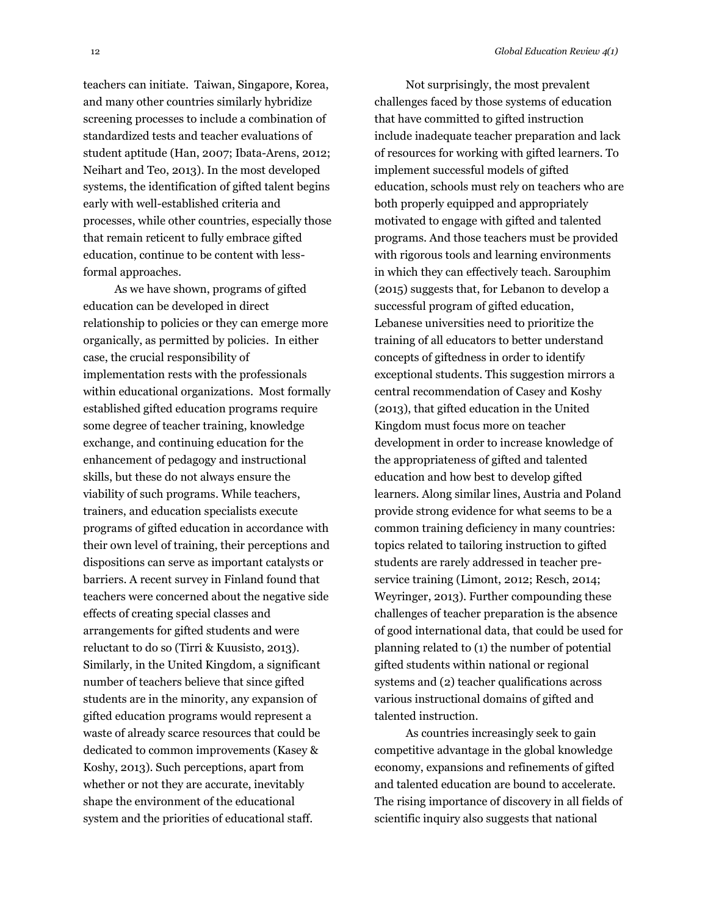teachers can initiate. Taiwan, Singapore, Korea, and many other countries similarly hybridize screening processes to include a combination of standardized tests and teacher evaluations of student aptitude (Han, 2007; Ibata-Arens, 2012; Neihart and Teo, 2013). In the most developed systems, the identification of gifted talent begins early with well-established criteria and processes, while other countries, especially those that remain reticent to fully embrace gifted education, continue to be content with less-formal approaches.

As we have shown, programs of gifted education can be developed in direct relationship to policies or they can emerge more organically, as permitted by policies. In either case, the crucial responsibility of implementation rests with the professionals within educational organizations. Most formally established gifted education programs require some degree of teacher training, knowledge exchange, and continuing education for the enhancement of pedagogy and instructional skills, but these do not always ensure the viability of such programs. While teachers, trainers, and education specialists execute programs of gifted education in accordance with their own level of training, their perceptions and dispositions can serve as important catalysts or barriers. A recent survey in Finland found that teachers were concerned about the negative side effects of creating special classes and arrangements for gifted students and were reluctant to do so (Tirri & Kuusisto, 2013). Similarly, in the United Kingdom, a significant number of teachers believe that since gifted students are in the minority, any expansion of gifted education programs would represent a waste of already scarce resources that could be dedicated to common improvements (Kasey & Koshy, 2013). Such perceptions, apart from whether or not they are accurate, inevitably shape the environment of the educational system and the priorities of educational staff.

Not surprisingly, the most prevalent challenges faced by those systems of education that have committed to gifted instruction include inadequate teacher preparation and lack of resources for working with gifted learners. To implement successful models of gifted education, schools must rely on teachers who are both properly equipped and appropriately motivated to engage with gifted and talented programs. And those teachers must be provided with rigorous tools and learning environments in which they can effectively teach. Sarouphim (2015) suggests that, for Lebanon to develop a successful program of gifted education, Lebanese universities need to prioritize the training of all educators to better understand concepts of giftedness in order to identify exceptional students. This suggestion mirrors a central recommendation of Casey and Koshy (2013), that gifted education in the United Kingdom must focus more on teacher development in order to increase knowledge of the appropriateness of gifted and talented education and how best to develop gifted learners. Along similar lines, Austria and Poland provide strong evidence for what seems to be a common training deficiency in many countries: topics related to tailoring instruction to gifted students are rarely addressed in teacher pre-service training (Limont, 2012; Resch, 2014; Weyringer, 2013). Further compounding these challenges of teacher preparation is the absence of good international data, that could be used for planning related to (1) the number of potential gifted students within national or regional systems and (2) teacher qualifications across various instructional domains of gifted and talented instruction.

As countries increasingly seek to gain competitive advantage in the global knowledge economy, expansions and refinements of gifted and talented education are bound to accelerate. The rising importance of discovery in all fields of scientific inquiry also suggests that national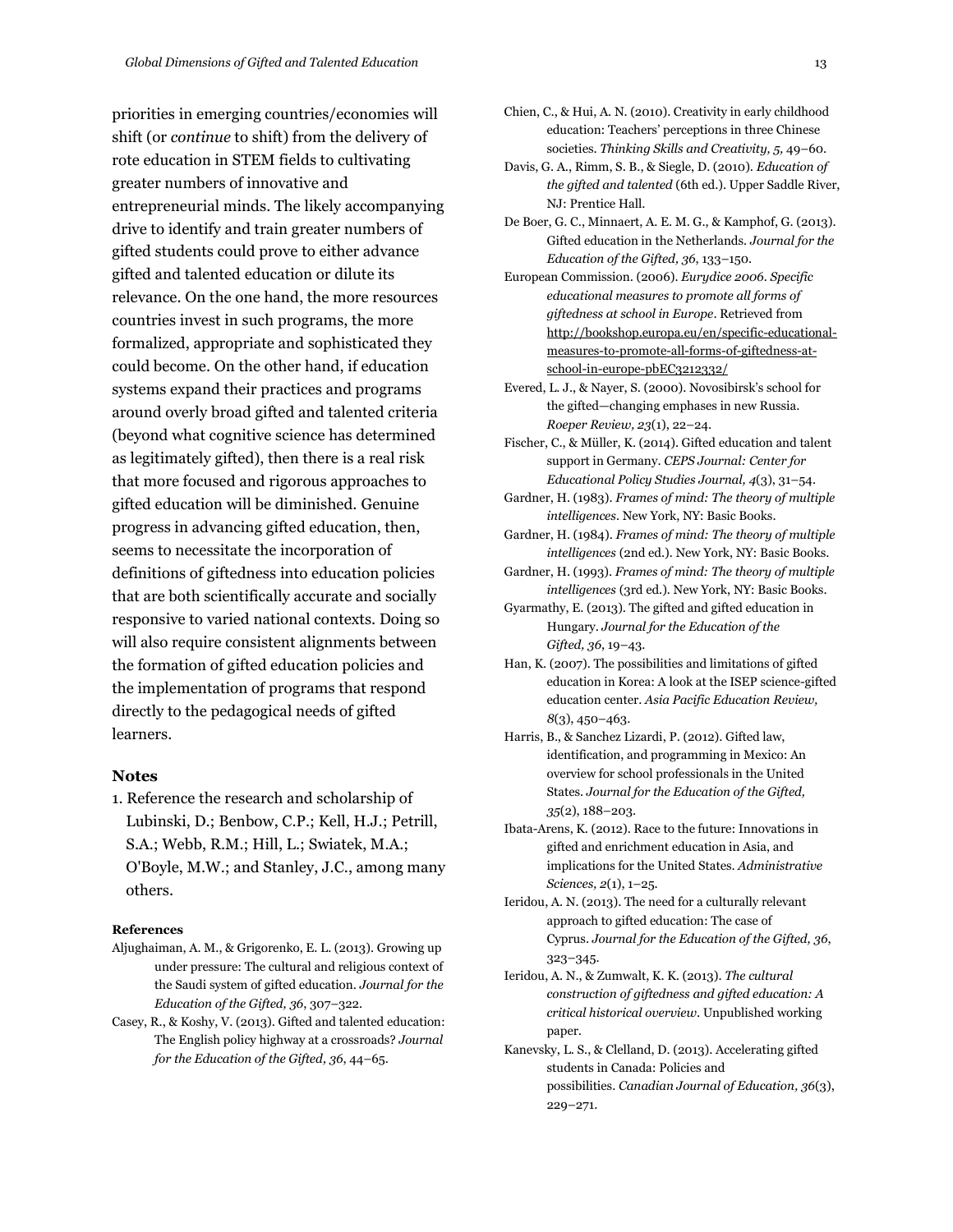priorities in emerging countries/economies will shift (or *continue* to shift) from the delivery of rote education in STEM fields to cultivating greater numbers of innovative and entrepreneurial minds. The likely accompanying drive to identify and train greater numbers of gifted students could prove to either advance gifted and talented education or dilute its relevance. On the one hand, the more resources countries invest in such programs, the more formalized, appropriate and sophisticated they could become. On the other hand, if education systems expand their practices and programs around overly broad gifted and talented criteria (beyond what cognitive science has determined as legitimately gifted), then there is a real risk that more focused and rigorous approaches to gifted education will be diminished. Genuine progress in advancing gifted education, then, seems to necessitate the incorporation of definitions of giftedness into education policies that are both scientifically accurate and socially responsive to varied national contexts. Doing so will also require consistent alignments between the formation of gifted education policies and the implementation of programs that respond directly to the pedagogical needs of gifted learners.

## Notes

1. Reference the research and scholarship of Lubinski, D.; Benbow, C.P.; Kell, H.J.; Petrill, S.A.; Webb, R.M.; Hill, L.; Swiatek, M.A.; O'Boyle, M.W.; and Stanley, J.C., among many others.

### References

Aljughaiman, A. M., & Grigorenko, E. L. (2013). Growing up under pressure: The cultural and religious context of the Saudi system of gifted education. *Journal for the Education of the Gifted, 36*, 307–322.

Casey, R., & Koshy, V. (2013). Gifted and talented education: The English policy highway at a crossroads? *Journal for the Education of the Gifted, 36*, 44–65.

Chien, C., & Hui, A. N. (2010). Creativity in early childhood education: Teachers' perceptions in three Chinese societies. *Thinking Skills and Creativity, 5*, 49–60.

Davis, G. A., Rimm, S. B., & Siegle, D. (2010). *Education of the gifted and talented* (6th ed.). Upper Saddle River, NJ: Prentice Hall.

De Boer, G. C., Minnaert, A. E. M. G., & Kamphof, G. (2013). Gifted education in the Netherlands. *Journal for the Education of the Gifted, 36*, 133–150.

European Commission. (2006). *Eurydice 2006. Specific educational measures to promote all forms of giftedness at school in Europe*. Retrieved from http://bookshop.europa.eu/en/specific-educational-measures-to-promote-all-forms-of-giftedness-at-school-in-europe-pbEC3212332/

Evered, L. J., & Nayer, S. (2000). Novosibirsk's school for the gifted—changing emphases in new Russia. *Roeper Review, 23*(1), 22–24.

Fischer, C., & Müller, K. (2014). Gifted education and talent support in Germany. *CEPS Journal: Center for Educational Policy Studies Journal, 4*(3), 31–54.

Gardner, H. (1983). *Frames of mind: The theory of multiple intelligences*. New York, NY: Basic Books.

Gardner, H. (1984). *Frames of mind: The theory of multiple intelligences* (2nd ed.). New York, NY: Basic Books.

Gardner, H. (1993). *Frames of mind: The theory of multiple intelligences* (3rd ed.). New York, NY: Basic Books.

Gyarmathy, E. (2013). The gifted and gifted education in Hungary. *Journal for the Education of the Gifted, 36*, 19–43.

Han, K. (2007). The possibilities and limitations of gifted education in Korea: A look at the ISEP science-gifted education center. *Asia Pacific Education Review, 8*(3), 450–463.

Harris, B., & Sanchez Lizardi, P. (2012). Gifted law, identification, and programming in Mexico: An overview for school professionals in the United States. *Journal for the Education of the Gifted, 35*(2), 188–203.

Ibata-Arens, K. (2012). Race to the future: Innovations in gifted and enrichment education in Asia, and implications for the United States. *Administrative Sciences, 2*(1), 1–25.

Ieridou, A. N. (2013). The need for a culturally relevant approach to gifted education: The case of Cyprus. *Journal for the Education of the Gifted, 36*, 323–345.

Ieridou, A. N., & Zumwalt, K. K. (2013). *The cultural construction of giftedness and gifted education: A critical historical overview*. Unpublished working paper.

Kanevsky, L. S., & Clelland, D. (2013). Accelerating gifted students in Canada: Policies and possibilities. *Canadian Journal of Education, 36*(3), 229–271.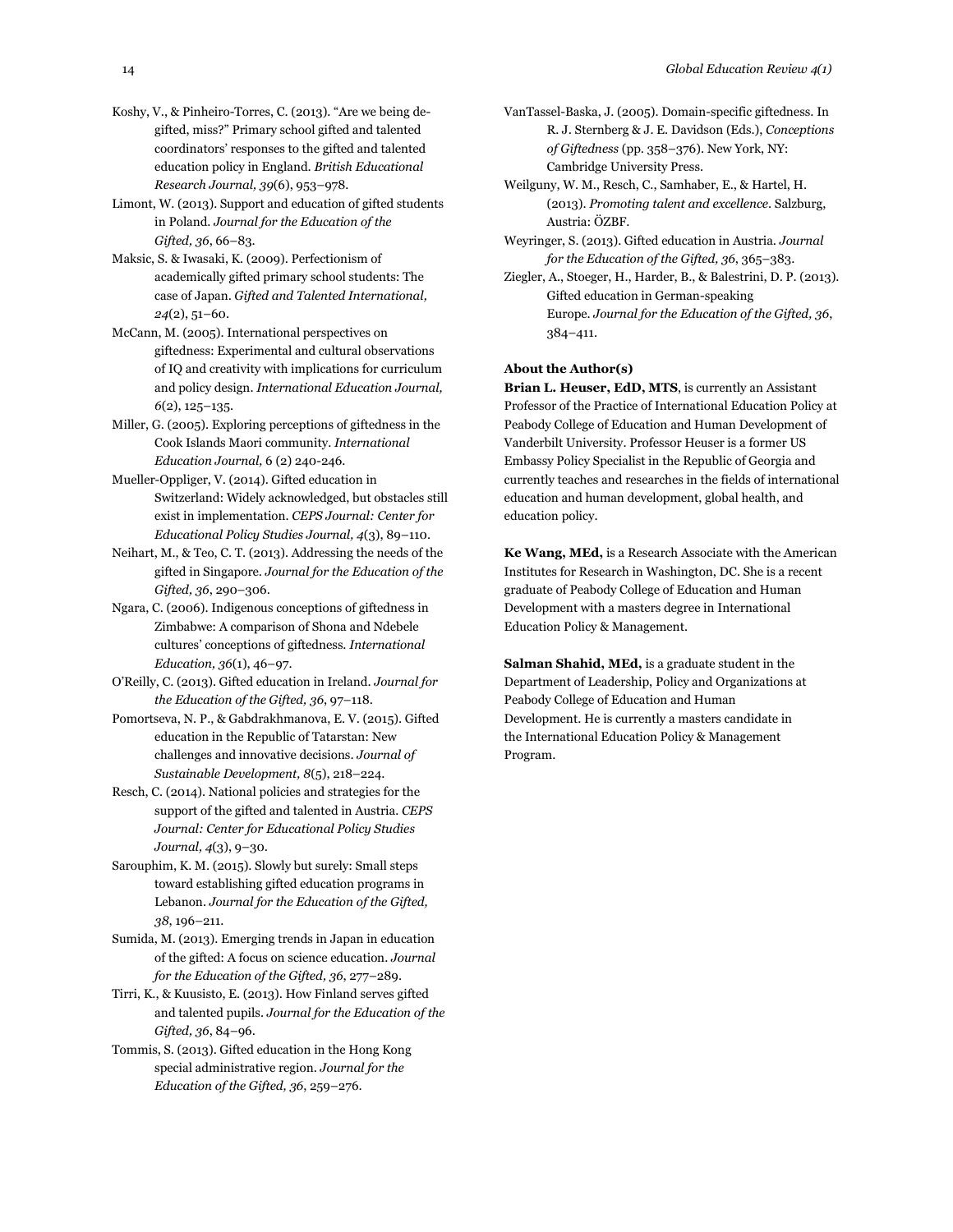Koshy, V., & Pinheiro-Torres, C. (2013). "Are we being de-gifted, miss?" Primary school gifted and talented coordinators' responses to the gifted and talented education policy in England. *British Educational Research Journal, 39*(6), 953–978.

Limont, W. (2013). Support and education of gifted students in Poland. *Journal for the Education of the Gifted, 36*, 66–83.

Maksic, S. & Iwasaki, K. (2009). Perfectionism of academically gifted primary school students: The case of Japan. *Gifted and Talented International, 24*(2), 51–60.

McCann, M. (2005). International perspectives on giftedness: Experimental and cultural observations of IQ and creativity with implications for curriculum and policy design. *International Education Journal, 6*(2), 125–135.

Miller, G. (2005). Exploring perceptions of giftedness in the Cook Islands Maori community. *International Education Journal,* 6 (2) 240-246.

Mueller-Oppliger, V. (2014). Gifted education in Switzerland: Widely acknowledged, but obstacles still exist in implementation. *CEPS Journal: Center for Educational Policy Studies Journal, 4*(3), 89–110.

Neihart, M., & Teo, C. T. (2013). Addressing the needs of the gifted in Singapore. *Journal for the Education of the Gifted, 36*, 290–306.

Ngara, C. (2006). Indigenous conceptions of giftedness in Zimbabwe: A comparison of Shona and Ndebele cultures' conceptions of giftedness. *International Education, 36*(1), 46–97.

O'Reilly, C. (2013). Gifted education in Ireland. *Journal for the Education of the Gifted, 36*, 97–118.

Pomortseva, N. P., & Gabdrakhmanova, E. V. (2015). Gifted education in the Republic of Tatarstan: New challenges and innovative decisions. *Journal of Sustainable Development, 8*(5), 218–224.

Resch, C. (2014). National policies and strategies for the support of the gifted and talented in Austria. *CEPS Journal: Center for Educational Policy Studies Journal, 4*(3), 9–30.

Sarouphim, K. M. (2015). Slowly but surely: Small steps toward establishing gifted education programs in Lebanon. *Journal for the Education of the Gifted, 38*, 196–211.

Sumida, M. (2013). Emerging trends in Japan in education of the gifted: A focus on science education. *Journal for the Education of the Gifted, 36*, 277–289.

Tirri, K., & Kuusisto, E. (2013). How Finland serves gifted and talented pupils. *Journal for the Education of the Gifted, 36*, 84–96.

Tommis, S. (2013). Gifted education in the Hong Kong special administrative region. *Journal for the Education of the Gifted, 36*, 259–276.

VanTassel-Baska, J. (2005). Domain-specific giftedness. In R. J. Sternberg & J. E. Davidson (Eds.), *Conceptions of Giftedness* (pp. 358–376). New York, NY: Cambridge University Press.

Weilguny, W. M., Resch, C., Samhaber, E., & Hartel, H. (2013). *Promoting talent and excellence*. Salzburg, Austria: ÖZBF.

Weyringer, S. (2013). Gifted education in Austria. *Journal for the Education of the Gifted, 36*, 365–383.

Ziegler, A., Stoeger, H., Harder, B., & Balestrini, D. P. (2013). Gifted education in German-speaking Europe. *Journal for the Education of the Gifted, 36*, 384–411.

**About the Author(s)**

**Brian L. Heuser, EdD, MTS**, is currently an Assistant Professor of the Practice of International Education Policy at Peabody College of Education and Human Development of Vanderbilt University. Professor Heuser is a former US Embassy Policy Specialist in the Republic of Georgia and currently teaches and researches in the fields of international education and human development, global health, and education policy.

**Ke Wang, MEd,** is a Research Associate with the American Institutes for Research in Washington, DC. She is a recent graduate of Peabody College of Education and Human Development with a masters degree in International Education Policy & Management.

**Salman Shahid, MEd,** is a graduate student in the Department of Leadership, Policy and Organizations at Peabody College of Education and Human Development. He is currently a masters candidate in the International Education Policy & Management Program.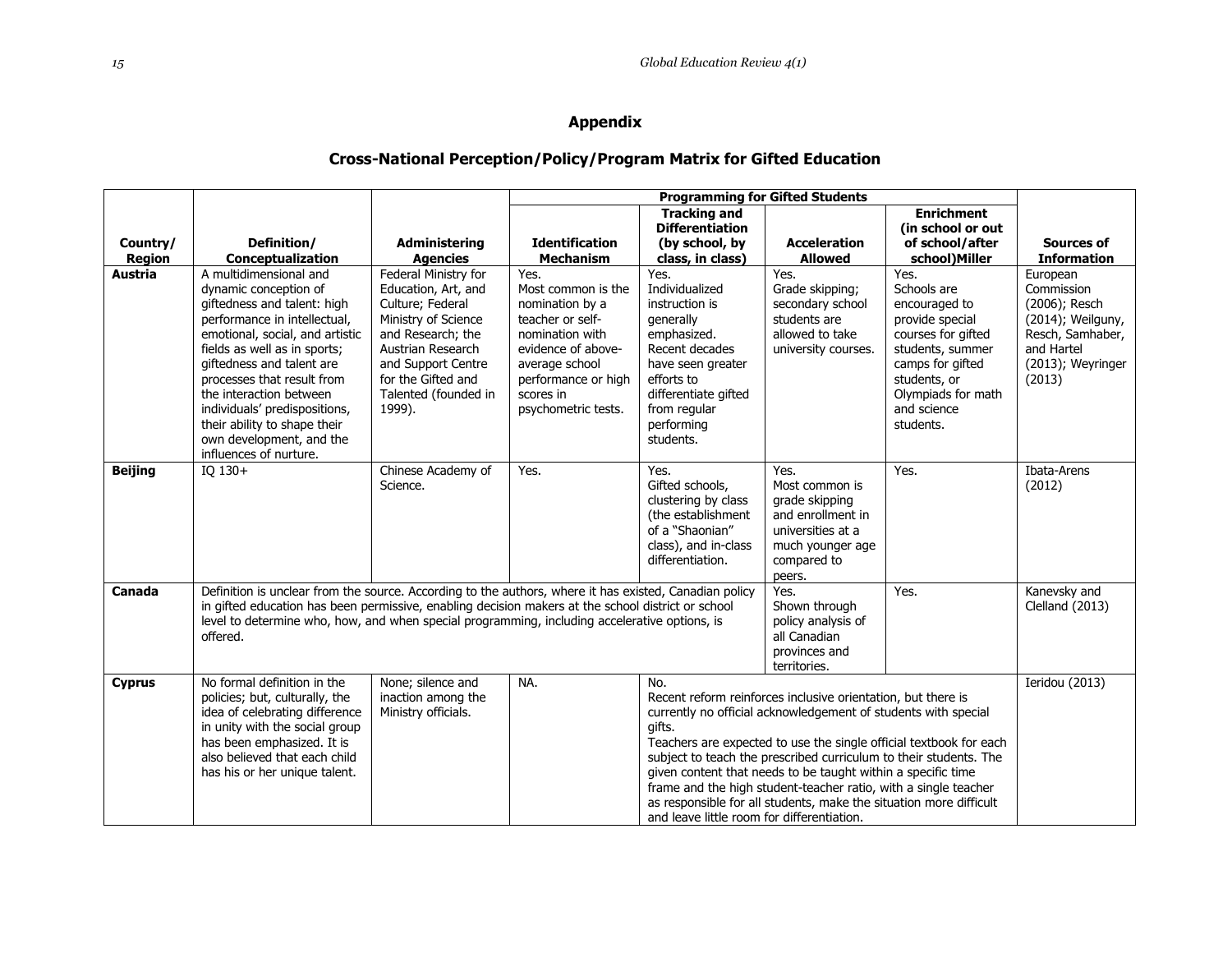## Appendix

### Cross-National Perception/Policy/Program Matrix for Gifted Education

| Country/ Region | Definition/ Conceptualization | Administering Agencies | Programming for Gifted Students: Identification Mechanism | Tracking and Differentiation (by school, by class, in class) | Acceleration Allowed | Enrichment (in school or out of school/after school)Miller | Sources of Information |
|---|---|---|---|---|---|---|---|
| **Austria** | A multidimensional and dynamic conception of giftedness and talent: high performance in intellectual, emotional, social, and artistic fields as well as in sports; giftedness and talent are processes that result from the interaction between individuals' predispositions, their ability to shape their own development, and the influences of nurture. | Federal Ministry for Education, Art, and Culture; Federal Ministry of Science and Research; the Austrian Research and Support Centre for the Gifted and Talented (founded in 1999). | Yes. Most common is the nomination by a teacher or self-nomination with evidence of above-average school performance or high scores in psychometric tests. | Yes. Individualized instruction is generally emphasized. Recent decades have seen greater efforts to differentiate gifted from regular performing students. | Yes. Grade skipping; secondary school students are allowed to take university courses. | Yes. Schools are encouraged to provide special courses for gifted students, summer camps for gifted students, or Olympiads for math and science students. | European Commission (2006); Resch (2014); Weilguny, Resch, Samhaber, and Hartel (2013); Weyringer (2013) |
| **Beijing** | IQ 130+ | Chinese Academy of Science. | Yes. | Yes. Gifted schools, clustering by class (the establishment of a "Shaonian" class), and in-class differentiation. | Yes. Most common is grade skipping and enrollment in universities at a much younger age compared to peers. | Yes. | Ibata-Arens (2012) |
| **Canada** | Definition is unclear from the source. According to the authors, where it has existed, Canadian policy in gifted education has been permissive, enabling decision makers at the school district or school level to determine who, how, and when special programming, including accelerative options, is offered. | | | | Yes. Shown through policy analysis of all Canadian provinces and territories. | Yes. | Kanevsky and Clelland (2013) |
| **Cyprus** | No formal definition in the policies; but, culturally, the idea of celebrating difference in unity with the social group has been emphasized. It is also believed that each child has his or her unique talent. | None; silence and inaction among the Ministry officials. | NA. | No. Recent reform reinforces inclusive orientation, but there is currently no official acknowledgement of students with special gifts. Teachers are expected to use the single official textbook for each subject to teach the prescribed curriculum to their students. The given content that needs to be taught within a specific time frame and the high student-teacher ratio, with a single teacher as responsible for all students, make the situation more difficult and leave little room for differentiation. | | | Ieridou (2013) |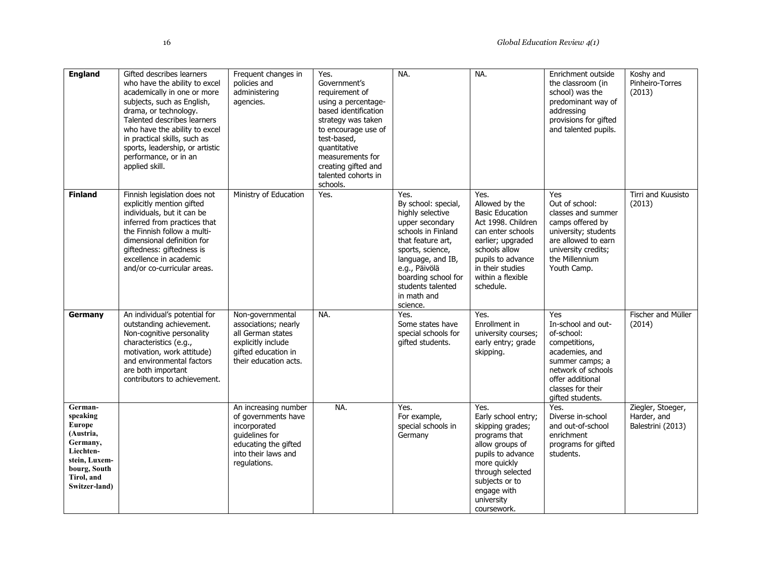| | | | | | | | |
|---|---|---|---|---|---|---|---|
| **England** | Gifted describes learners who have the ability to excel academically in one or more subjects, such as English, drama, or technology. Talented describes learners who have the ability to excel in practical skills, such as sports, leadership, or artistic performance, or in an applied skill. | Frequent changes in policies and administering agencies. | Yes. Government's requirement of using a percentage-based identification strategy was taken to encourage use of test-based, quantitative measurements for creating gifted and talented cohorts in schools. | NA. | NA. | Enrichment outside the classroom (in school) was the predominant way of addressing provisions for gifted and talented pupils. | Koshy and Pinheiro-Torres (2013) |
| **Finland** | Finnish legislation does not explicitly mention gifted individuals, but it can be inferred from practices that the Finnish follow a multi-dimensional definition for giftedness: giftedness is excellence in academic and/or co-curricular areas. | Ministry of Education | Yes. | Yes. By school: special, highly selective upper secondary schools in Finland that feature art, sports, science, language, and IB, e.g., Päivölä boarding school for students talented in math and science. | Yes. Allowed by the Basic Education Act 1998. Children can enter schools earlier; upgraded schools allow pupils to advance in their studies within a flexible schedule. | Yes Out of school: classes and summer camps offered by university; students are allowed to earn university credits; the Millennium Youth Camp. | Tirri and Kuusisto (2013) |
| **Germany** | An individual's potential for outstanding achievement. Non-cognitive personality characteristics (e.g., motivation, work attitude) and environmental factors are both important contributors to achievement. | Non-governmental associations; nearly all German states explicitly include gifted education in their education acts. | NA. | Yes. Some states have special schools for gifted students. | Yes. Enrollment in university courses; early entry; grade skipping. | Yes In-school and out-of-school: competitions, academies, and summer camps; a network of schools offer additional classes for their gifted students. | Fischer and Müller (2014) |
| **German-speaking Europe (Austria, Germany, Liechten-stein, Luxem-bourg, South Tirol, and Switzer-land)** | | An increasing number of governments have incorporated guidelines for educating the gifted into their laws and regulations. | NA. | Yes. For example, special schools in Germany | Yes. Early school entry; skipping grades; programs that allow groups of pupils to advance more quickly through selected subjects or to engage with university coursework. | Yes. Diverse in-school and out-of-school enrichment programs for gifted students. | Ziegler, Stoeger, Harder, and Balestrini (2013) |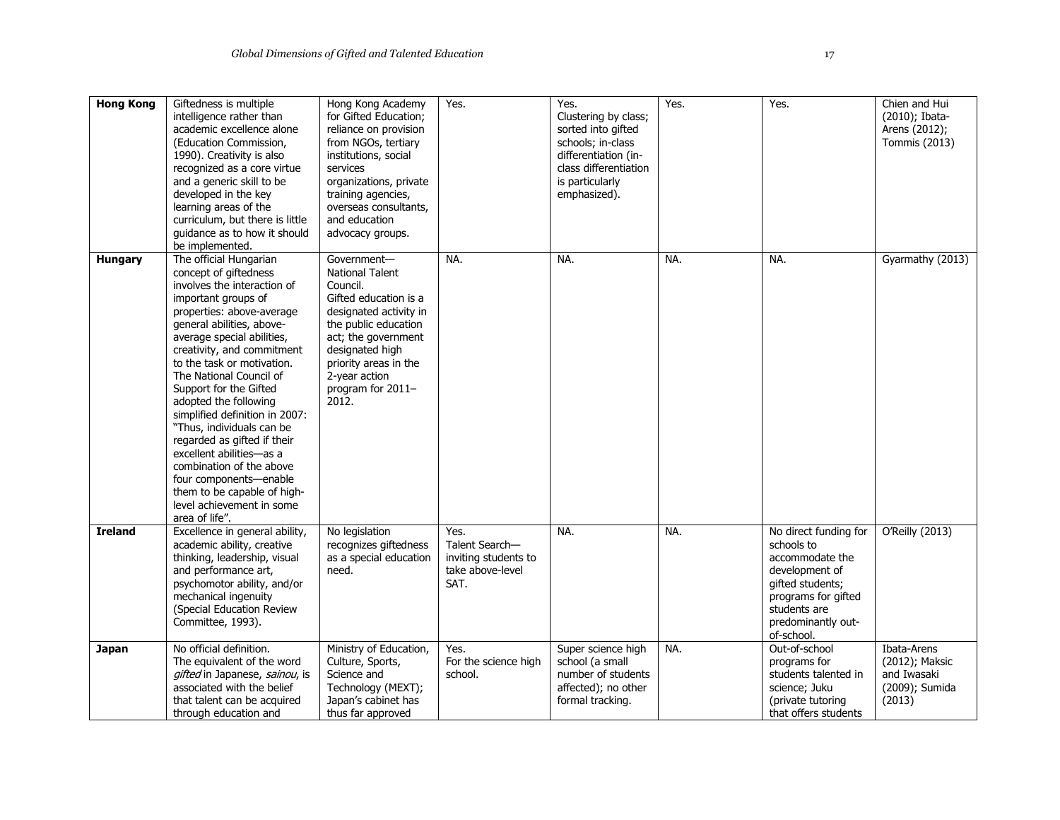| **Hong Kong** | Giftedness is multiple intelligence rather than academic excellence alone (Education Commission, 1990). Creativity is also recognized as a core virtue and a generic skill to be developed in the key learning areas of the curriculum, but there is little guidance as to how it should be implemented. | Hong Kong Academy for Gifted Education; reliance on provision from NGOs, tertiary institutions, social services organizations, private training agencies, overseas consultants, and education advocacy groups. | Yes. | Yes. Clustering by class; sorted into gifted schools; in-class differentiation (in-class differentiation is particularly emphasized). | Yes. | Yes. | Chien and Hui (2010); Ibata-Arens (2012); Tommis (2013) |
|---|---|---|---|---|---|---|---|
| **Hungary** | The official Hungarian concept of giftedness involves the interaction of important groups of properties: above-average general abilities, above-average special abilities, creativity, and commitment to the task or motivation. The National Council of Support for the Gifted adopted the following simplified definition in 2007: "Thus, individuals can be regarded as gifted if their excellent abilities—as a combination of the above four components—enable them to be capable of high-level achievement in some area of life". | Government—National Talent Council. Gifted education is a designated activity in the public education act; the government designated high priority areas in the 2-year action program for 2011–2012. | NA. | NA. | NA. | NA. | Gyarmathy (2013) |
| **Ireland** | Excellence in general ability, academic ability, creative thinking, leadership, visual and performance art, psychomotor ability, and/or mechanical ingenuity (Special Education Review Committee, 1993). | No legislation recognizes giftedness as a special education need. | Yes. Talent Search—inviting students to take above-level SAT. | NA. | NA. | No direct funding for schools to accommodate the development of gifted students; programs for gifted students are predominantly out-of-school. | O'Reilly (2013) |
| **Japan** | No official definition. The equivalent of the word *gifted* in Japanese, *sainou*, is associated with the belief that talent can be acquired through education and | Ministry of Education, Culture, Sports, Science and Technology (MEXT); Japan's cabinet has thus far approved | Yes. For the science high school. | Super science high school (a small number of students affected); no other formal tracking. | NA. | Out-of-school programs for students talented in science; Juku (private tutoring that offers students | Ibata-Arens (2012); Maksic and Iwasaki (2009); Sumida (2013) |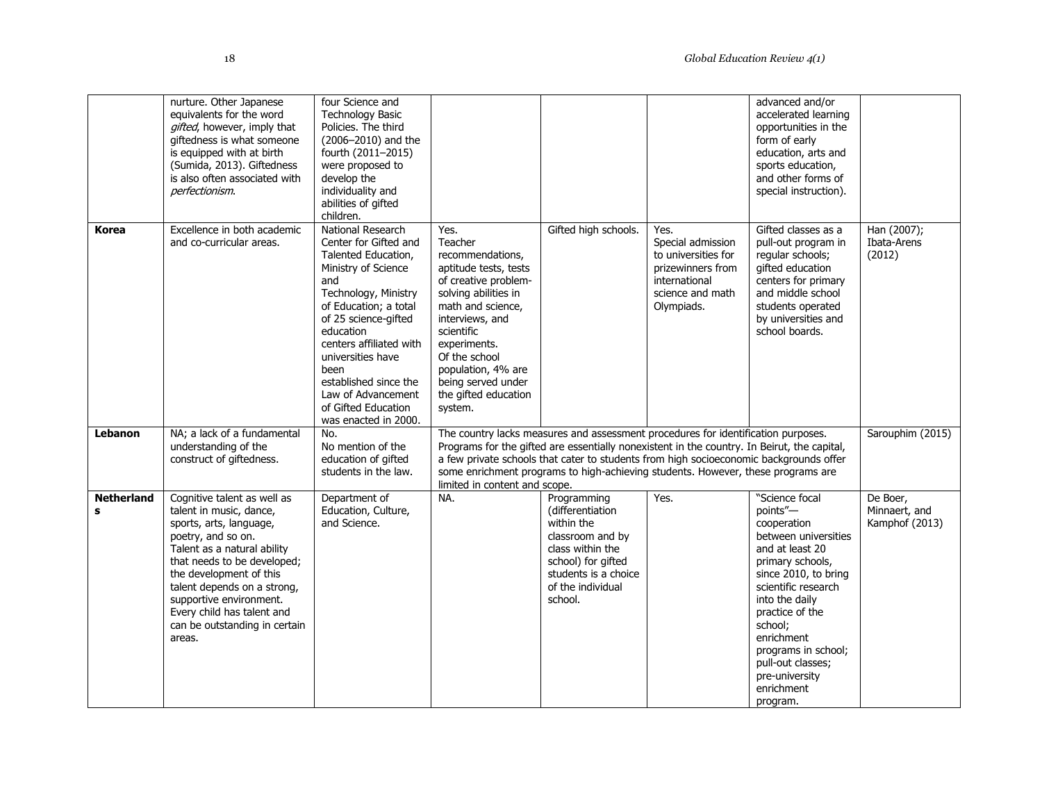| | nurture. Other Japanese equivalents for the word *gifted*, however, imply that giftedness is what someone is equipped with at birth (Sumida, 2013). Giftedness is also often associated with *perfectionism*. | four Science and Technology Basic Policies. The third (2006–2010) and the fourth (2011–2015) were proposed to develop the individuality and abilities of gifted children. | | | | advanced and/or accelerated learning opportunities in the form of early education, arts and sports education, and other forms of special instruction). | |
|---|---|---|---|---|---|---|---|
| **Korea** | Excellence in both academic and co-curricular areas. | National Research Center for Gifted and Talented Education, Ministry of Science and Technology, Ministry of Education; a total of 25 science-gifted education centers affiliated with universities have been established since the Law of Advancement of Gifted Education was enacted in 2000. | Yes. Teacher recommendations, aptitude tests, tests of creative problem-solving abilities in math and science, interviews, and scientific experiments. Of the school population, 4% are being served under the gifted education system. | Gifted high schools. | Yes. Special admission to universities for prizewinners from international science and math Olympiads. | Gifted classes as a pull-out program in regular schools; gifted education centers for primary and middle school students operated by universities and school boards. | Han (2007); Ibata-Arens (2012) |
| **Lebanon** | NA; a lack of a fundamental understanding of the construct of giftedness. | No. No mention of the education of gifted students in the law. | The country lacks measures and assessment procedures for identification purposes. Programs for the gifted are essentially nonexistent in the country. In Beirut, the capital, a few private schools that cater to students from high socioeconomic backgrounds offer some enrichment programs to high-achieving students. However, these programs are limited in content and scope. | | | | Sarouphim (2015) |
| **Netherlands** | Cognitive talent as well as talent in music, dance, sports, arts, language, poetry, and so on. Talent as a natural ability that needs to be developed; the development of this talent depends on a strong, supportive environment. Every child has talent and can be outstanding in certain areas. | Department of Education, Culture, and Science. | NA. | Programming (differentiation within the classroom and by class within the school) for gifted students is a choice of the individual school. | Yes. | "Science focal points"—cooperation between universities and at least 20 primary schools, since 2010, to bring scientific research into the daily practice of the school; enrichment programs in school; pull-out classes; pre-university enrichment program. | De Boer, Minnaert, and Kamphof (2013) |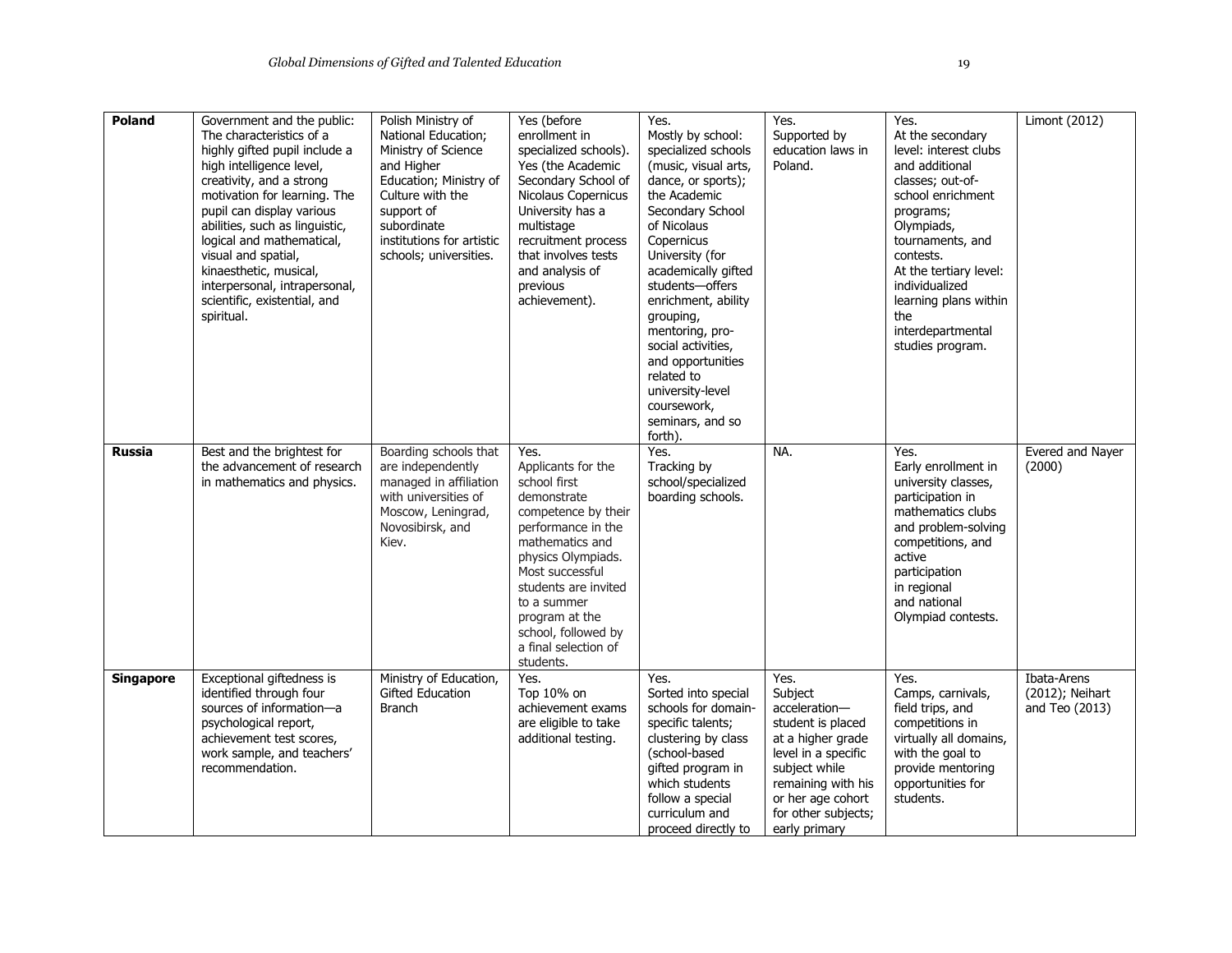| **Poland** | Government and the public: The characteristics of a highly gifted pupil include a high intelligence level, creativity, and a strong motivation for learning. The pupil can display various abilities, such as linguistic, logical and mathematical, visual and spatial, kinaesthetic, musical, interpersonal, intrapersonal, scientific, existential, and spiritual. | Polish Ministry of National Education; Ministry of Science and Higher Education; Ministry of Culture with the support of subordinate institutions for artistic schools; universities. | Yes (before enrollment in specialized schools). Yes (the Academic Secondary School of Nicolaus Copernicus University has a multistage recruitment process that involves tests and analysis of previous achievement). | Yes. Mostly by school: specialized schools (music, visual arts, dance, or sports); the Academic Secondary School of Nicolaus Copernicus University (for academically gifted students—offers enrichment, ability grouping, mentoring, pro-social activities, and opportunities related to university-level coursework, seminars, and so forth). | Yes. Supported by education laws in Poland. | Yes. At the secondary level: interest clubs and additional classes; out-of-school enrichment programs; Olympiads, tournaments, and contests. At the tertiary level: individualized learning plans within the interdepartmental studies program. | Limont (2012) |
|---|---|---|---|---|---|---|---|
| **Russia** | Best and the brightest for the advancement of research in mathematics and physics. | Boarding schools that are independently managed in affiliation with universities of Moscow, Leningrad, Novosibirsk, and Kiev. | Yes. Applicants for the school first demonstrate competence by their performance in the mathematics and physics Olympiads. Most successful students are invited to a summer program at the school, followed by a final selection of students. | Yes. Tracking by school/specialized boarding schools. | NA. | Yes. Early enrollment in university classes, participation in mathematics clubs and problem-solving competitions, and active participation in regional and national Olympiad contests. | Evered and Nayer (2000) |
| **Singapore** | Exceptional giftedness is identified through four sources of information—a psychological report, achievement test scores, work sample, and teachers' recommendation. | Ministry of Education, Gifted Education Branch | Yes. Top 10% on achievement exams are eligible to take additional testing. | Yes. Sorted into special schools for domain-specific talents; clustering by class (school-based gifted program in which students follow a special curriculum and proceed directly to | Yes. Subject acceleration—student is placed at a higher grade level in a specific subject while remaining with his or her age cohort for other subjects; early primary | Yes. Camps, carnivals, field trips, and competitions in virtually all domains, with the goal to provide mentoring opportunities for students. | Ibata-Arens (2012); Neihart and Teo (2013) |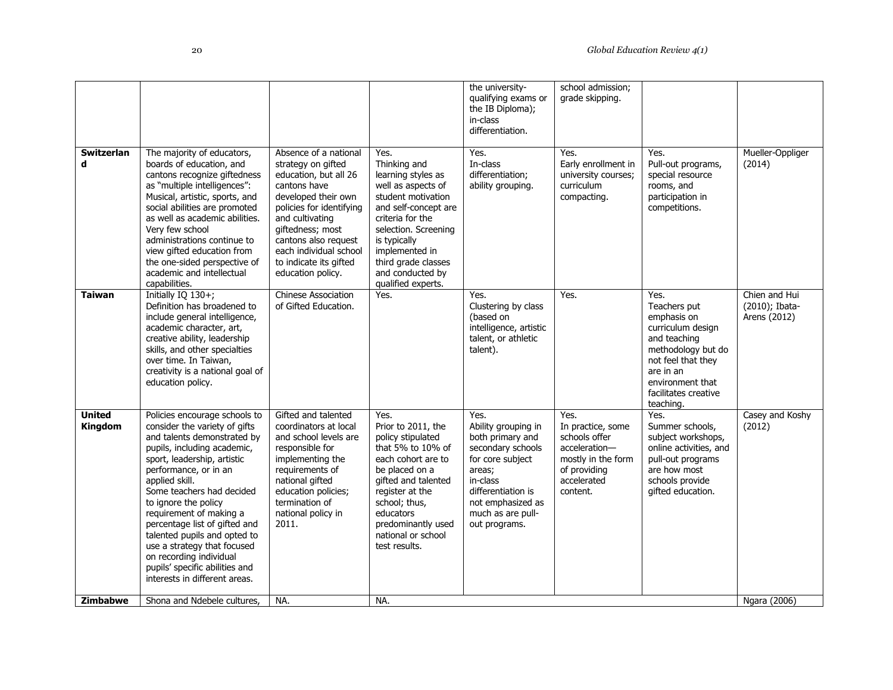| | | | | | | |
|---|---|---|---|---|---|---|
| | | | the university-qualifying exams or the IB Diploma); in-class differentiation. | school admission; grade skipping. | | |
| **Switzerland** | The majority of educators, boards of education, and cantons recognize giftedness as "multiple intelligences": Musical, artistic, sports, and social abilities are promoted as well as academic abilities. Very few school administrations continue to view gifted education from the one-sided perspective of academic and intellectual capabilities. | Absence of a national strategy on gifted education, but all 26 cantons have developed their own policies for identifying and cultivating giftedness; most cantons also request each individual school to indicate its gifted education policy. | Yes. Thinking and learning styles as well as aspects of student motivation and self-concept are criteria for the selection. Screening is typically implemented in third grade classes and conducted by qualified experts. | Yes. In-class differentiation; ability grouping. | Yes. Early enrollment in university courses; curriculum compacting. | Yes. Pull-out programs, special resource rooms, and participation in competitions. | Mueller-Oppliger (2014) |
| **Taiwan** | Initially IQ 130+; Definition has broadened to include general intelligence, academic character, art, creative ability, leadership skills, and other specialties over time. In Taiwan, creativity is a national goal of education policy. | Chinese Association of Gifted Education. | Yes. | Yes. Clustering by class (based on intelligence, artistic talent, or athletic talent). | Yes. | Yes. Teachers put emphasis on curriculum design and teaching methodology but do not feel that they are in an environment that facilitates creative teaching. | Chien and Hui (2010); Ibata-Arens (2012) |
| **United Kingdom** | Policies encourage schools to consider the variety of gifts and talents demonstrated by pupils, including academic, sport, leadership, artistic performance, or in an applied skill. Some teachers had decided to ignore the policy requirement of making a percentage list of gifted and talented pupils and opted to use a strategy that focused on recording individual pupils' specific abilities and interests in different areas. | Gifted and talented coordinators at local and school levels are responsible for implementing the requirements of national gifted education policies; termination of national policy in 2011. | Yes. Prior to 2011, the policy stipulated that 5% to 10% of each cohort are to be placed on a gifted and talented register at the school; thus, educators predominantly used national or school test results. | Yes. Ability grouping in both primary and secondary schools for core subject areas; in-class differentiation is not emphasized as much as are pull-out programs. | Yes. In practice, some schools offer acceleration—mostly in the form of providing accelerated content. | Yes. Summer schools, subject workshops, online activities, and pull-out programs are how most schools provide gifted education. | Casey and Koshy (2012) |
| **Zimbabwe** | Shona and Ndebele cultures, | NA. | NA. | | | | Ngara (2006) |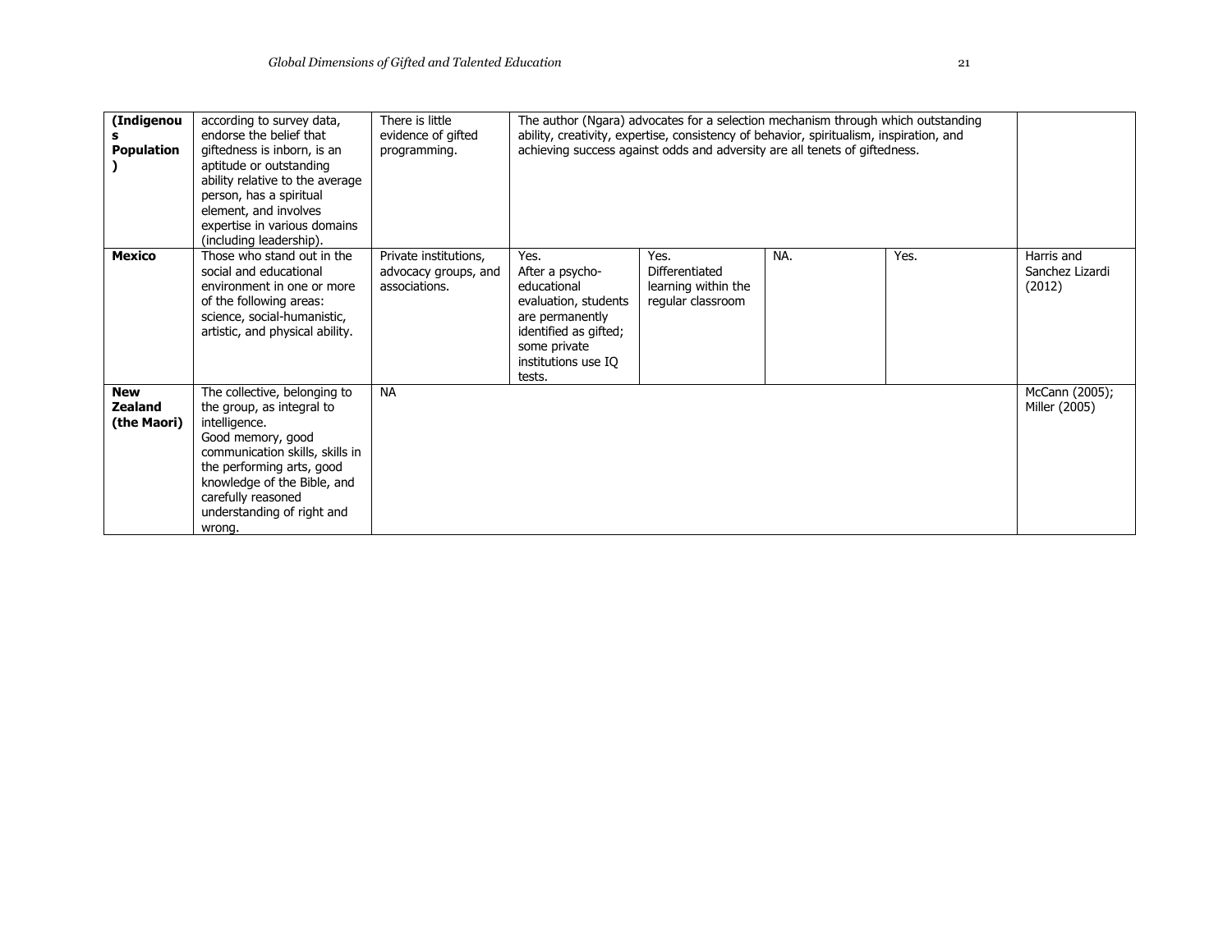| | | | | | | | |
|---|---|---|---|---|---|---|---|
| **(Indigenous Population)** | according to survey data, endorse the belief that giftedness is inborn, is an aptitude or outstanding ability relative to the average person, has a spiritual element, and involves expertise in various domains (including leadership). | There is little evidence of gifted programming. | The author (Ngara) advocates for a selection mechanism through which outstanding ability, creativity, expertise, consistency of behavior, spiritualism, inspiration, and achieving success against odds and adversity are all tenets of giftedness. | | | | |
| **Mexico** | Those who stand out in the social and educational environment in one or more of the following areas: science, social-humanistic, artistic, and physical ability. | Private institutions, advocacy groups, and associations. | Yes. After a psycho-educational evaluation, students are permanently identified as gifted; some private institutions use IQ tests. | Yes. Differentiated learning within the regular classroom | NA. | Yes. | Harris and Sanchez Lizardi (2012) |
| **New Zealand (the Maori)** | The collective, belonging to the group, as integral to intelligence. Good memory, good communication skills, skills in the performing arts, good knowledge of the Bible, and carefully reasoned understanding of right and wrong. | NA | | | | | McCann (2005); Miller (2005) |